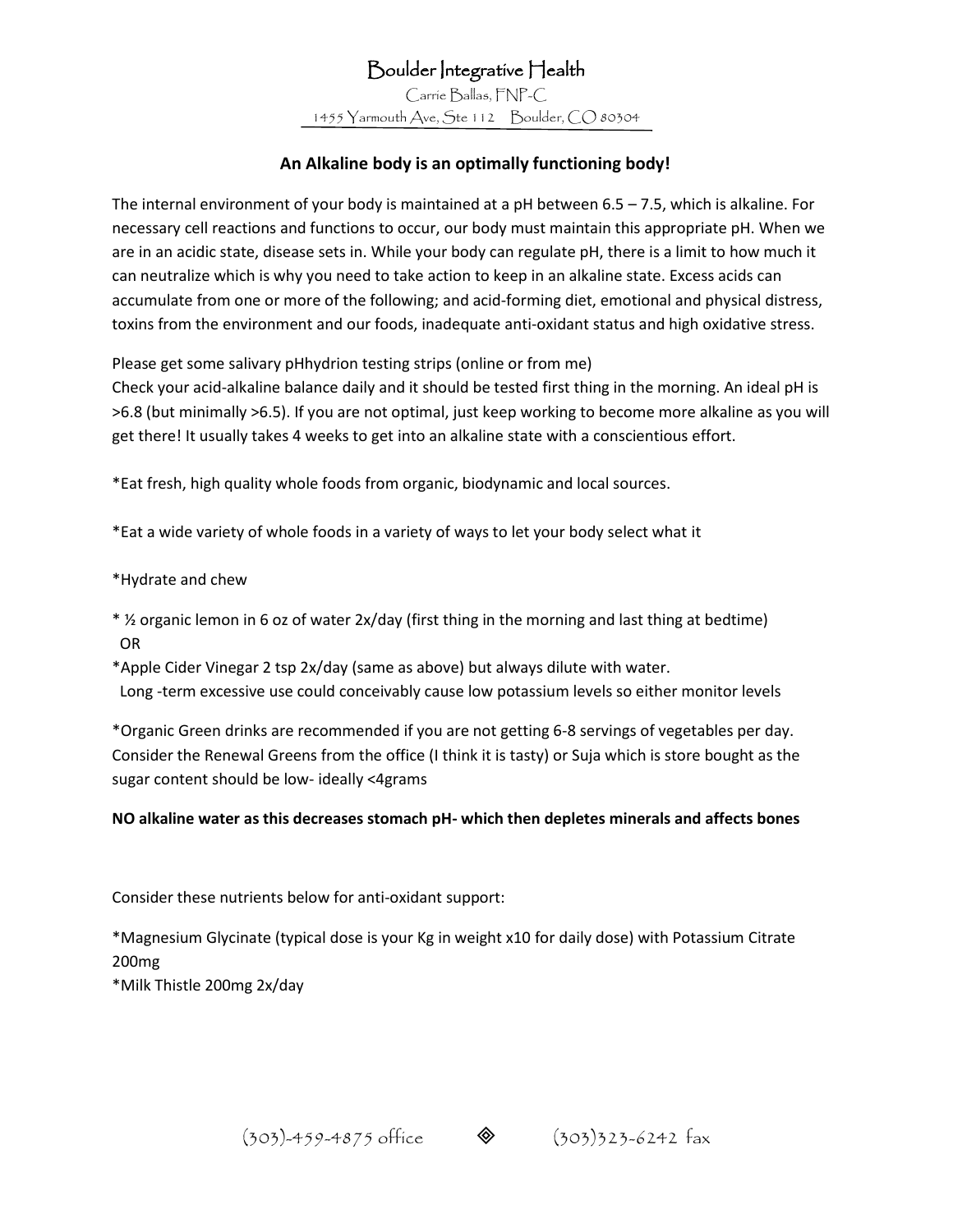# Boulder Integrative Health

Carrie Ballas, FNP-C

1455 Yarmouth Ave, Ste 112 Boulder, CO 80304

**An Alkaline body is an optimally functioning body!**

The internal environment of your body is maintained at a pH between 6.5 – 7.5, which is alkaline. For necessary cell reactions and functions to occur, our body must maintain this appropriate pH. When we are in an acidic state, disease sets in. While your body can regulate pH, there is a limit to how much it can neutralize which is why you need to take action to keep in an alkaline state. Excess acids can accumulate from one or more of the following; and acid-forming diet, emotional and physical distress, toxins from the environment and our foods, inadequate anti-oxidant status and high oxidative stress.

Please get some salivary pHhydrion testing strips (online or from me)
Check your acid-alkaline balance daily and it should be tested first thing in the morning. An ideal pH is >6.8 (but minimally >6.5). If you are not optimal, just keep working to become more alkaline as you will get there! It usually takes 4 weeks to get into an alkaline state with a conscientious effort.

*Eat fresh, high quality whole foods from organic, biodynamic and local sources.

*Eat a wide variety of whole foods in a variety of ways to let your body select what it

*Hydrate and chew

* ½ organic lemon in 6 oz of water 2x/day (first thing in the morning and last thing at bedtime)
OR
*Apple Cider Vinegar 2 tsp 2x/day (same as above) but always dilute with water.
Long -term excessive use could conceivably cause low potassium levels so either monitor levels

*Organic Green drinks are recommended if you are not getting 6-8 servings of vegetables per day. Consider the Renewal Greens from the office (I think it is tasty) or Suja which is store bought as the sugar content should be low- ideally <4grams

**NO alkaline water as this decreases stomach pH- which then depletes minerals and affects bones**

Consider these nutrients below for anti-oxidant support:

*Magnesium Glycinate (typical dose is your Kg in weight x10 for daily dose) with Potassium Citrate 200mg
*Milk Thistle 200mg 2x/day

(303)-459-4875 office ◈ (303)323-6242 fax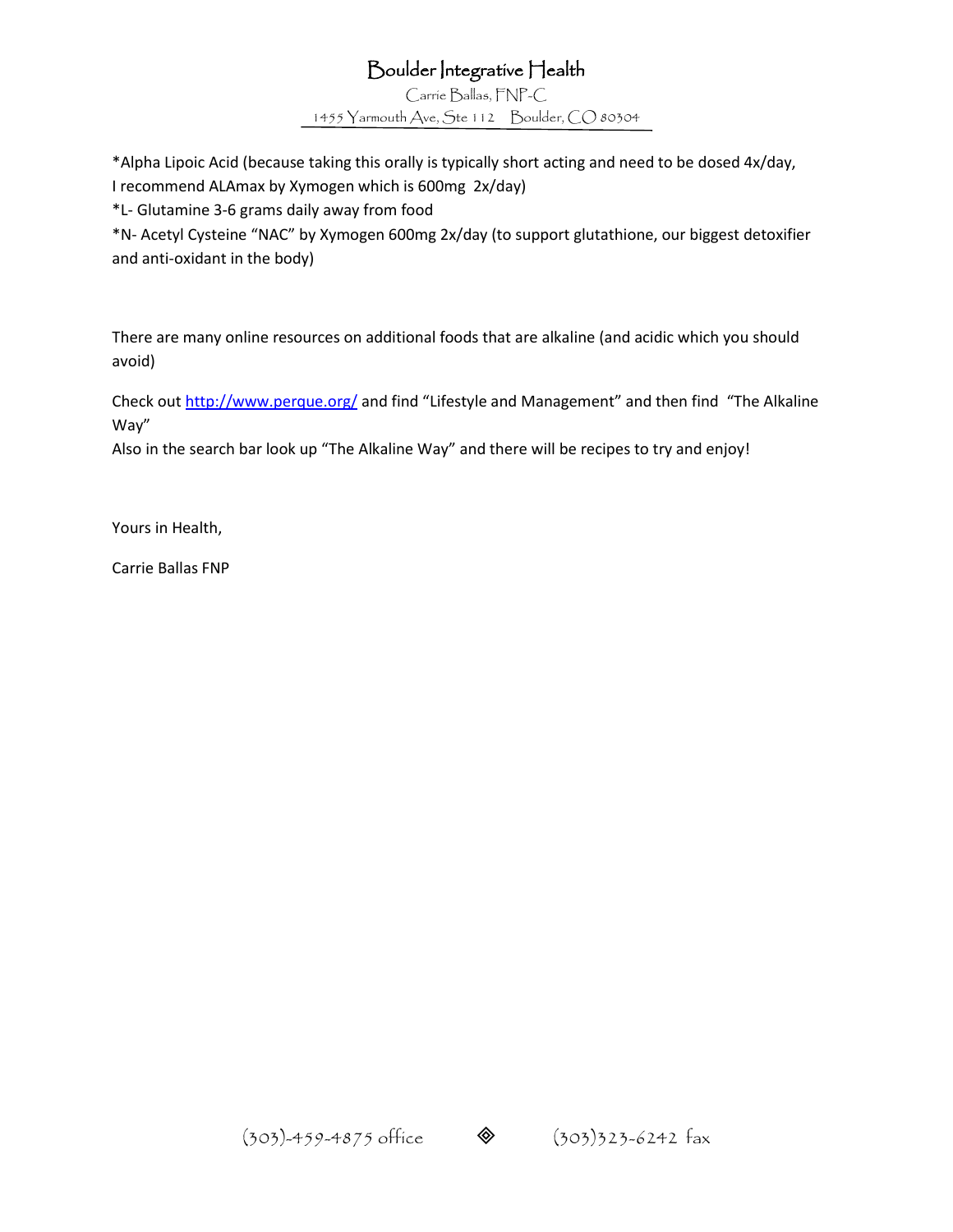*Alpha Lipoic Acid (because taking this orally is typically short acting and need to be dosed 4x/day, I recommend ALAmax by Xymogen which is 600mg 2x/day)
*L- Glutamine 3-6 grams daily away from food
*N- Acetyl Cysteine "NAC" by Xymogen 600mg 2x/day (to support glutathione, our biggest detoxifier and anti-oxidant in the body)

There are many online resources on additional foods that are alkaline (and acidic which you should avoid)

Check out http://www.perque.org/ and find "Lifestyle and Management" and then find "The Alkaline Way"
Also in the search bar look up "The Alkaline Way" and there will be recipes to try and enjoy!

Yours in Health,

Carrie Ballas FNP